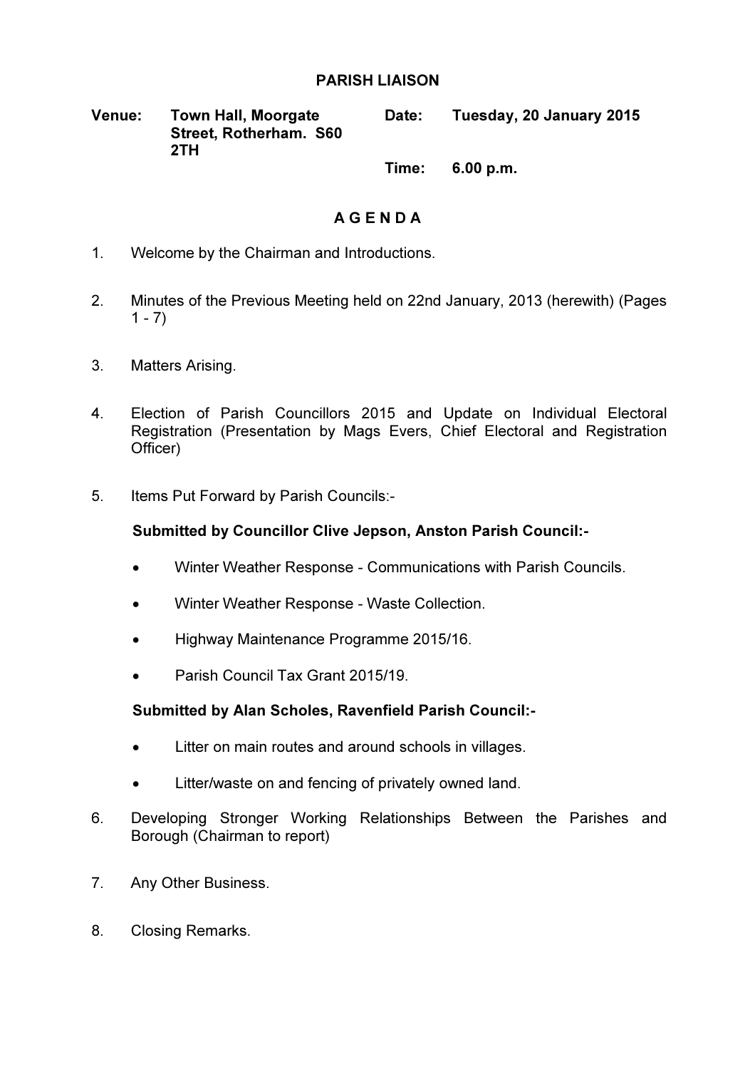# PARISH LIAISON

**Venue:** Town Hall, Moorgate Street, Rotherham. S60 2TH

**Date:** Tuesday, 20 January 2015

**Time:** 6.00 p.m.

## A G E N D A

1. Welcome by the Chairman and Introductions.

2. Minutes of the Previous Meeting held on 22nd January, 2013 (herewith) (Pages 1 - 7)

3. Matters Arising.

4. Election of Parish Councillors 2015 and Update on Individual Electoral Registration (Presentation by Mags Evers, Chief Electoral and Registration Officer)

5. Items Put Forward by Parish Councils:-

   **Submitted by Councillor Clive Jepson, Anston Parish Council:-**

   - Winter Weather Response - Communications with Parish Councils.
   - Winter Weather Response - Waste Collection.
   - Highway Maintenance Programme 2015/16.
   - Parish Council Tax Grant 2015/19.

   **Submitted by Alan Scholes, Ravenfield Parish Council:-**

   - Litter on main routes and around schools in villages.
   - Litter/waste on and fencing of privately owned land.

6. Developing Stronger Working Relationships Between the Parishes and Borough (Chairman to report)

7. Any Other Business.

8. Closing Remarks.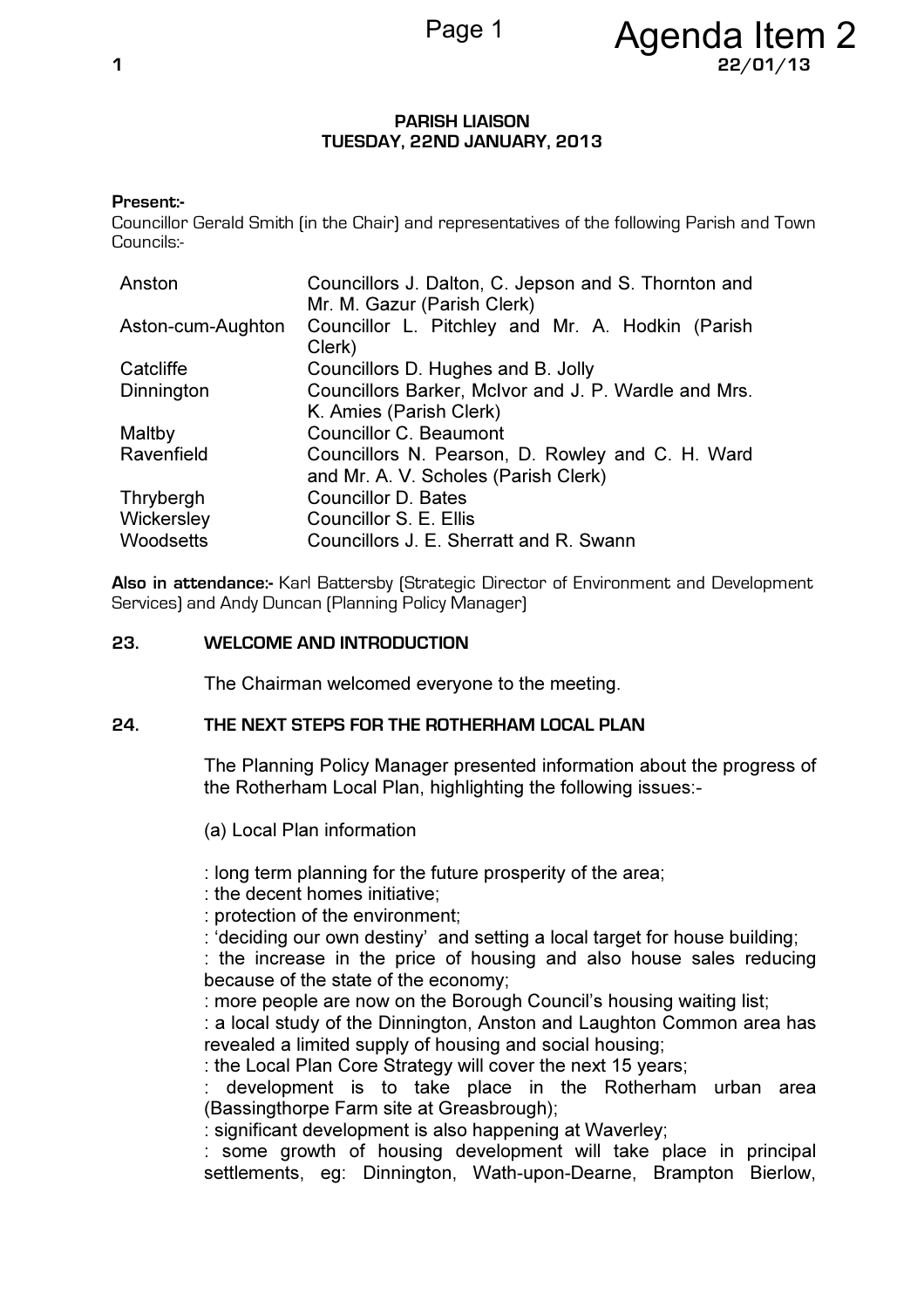**PARISH LIAISON**
**TUESDAY, 22ND JANUARY, 2013**

**Present:-**
Councillor Gerald Smith (in the Chair) and representatives of the following Parish and Town Councils:-

| | |
|---|---|
| Anston | Councillors J. Dalton, C. Jepson and S. Thornton and Mr. M. Gazur (Parish Clerk) |
| Aston-cum-Aughton | Councillor L. Pitchley and Mr. A. Hodkin (Parish Clerk) |
| Catcliffe | Councillors D. Hughes and B. Jolly |
| Dinnington | Councillors Barker, McIvor and J. P. Wardle and Mrs. K. Amies (Parish Clerk) |
| Maltby | Councillor C. Beaumont |
| Ravenfield | Councillors N. Pearson, D. Rowley and C. H. Ward and Mr. A. V. Scholes (Parish Clerk) |
| Thrybergh | Councillor D. Bates |
| Wickersley | Councillor S. E. Ellis |
| Woodsetts | Councillors J. E. Sherratt and R. Swann |

**Also in attendance:-** Karl Battersby (Strategic Director of Environment and Development Services) and Andy Duncan (Planning Policy Manager)

**23. WELCOME AND INTRODUCTION**

The Chairman welcomed everyone to the meeting.

**24. THE NEXT STEPS FOR THE ROTHERHAM LOCAL PLAN**

The Planning Policy Manager presented information about the progress of the Rotherham Local Plan, highlighting the following issues:-

(a) Local Plan information

: long term planning for the future prosperity of the area;
: the decent homes initiative;
: protection of the environment;
: 'deciding our own destiny' and setting a local target for house building;
: the increase in the price of housing and also house sales reducing because of the state of the economy;
: more people are now on the Borough Council's housing waiting list;
: a local study of the Dinnington, Anston and Laughton Common area has revealed a limited supply of housing and social housing;
: the Local Plan Core Strategy will cover the next 15 years;
: development is to take place in the Rotherham urban area (Bassingthorpe Farm site at Greasbrough);
: significant development is also happening at Waverley;
: some growth of housing development will take place in principal settlements, eg: Dinnington, Wath-upon-Dearne, Brampton Bierlow,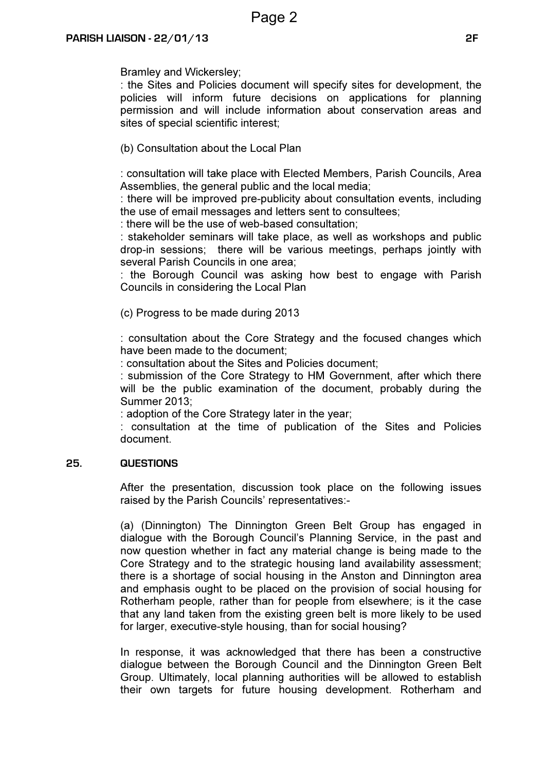Bramley and Wickersley;
: the Sites and Policies document will specify sites for development, the policies will inform future decisions on applications for planning permission and will include information about conservation areas and sites of special scientific interest;

(b) Consultation about the Local Plan

: consultation will take place with Elected Members, Parish Councils, Area Assemblies, the general public and the local media;
: there will be improved pre-publicity about consultation events, including the use of email messages and letters sent to consultees;
: there will be the use of web-based consultation;
: stakeholder seminars will take place, as well as workshops and public drop-in sessions; there will be various meetings, perhaps jointly with several Parish Councils in one area;
: the Borough Council was asking how best to engage with Parish Councils in considering the Local Plan

(c) Progress to be made during 2013

: consultation about the Core Strategy and the focused changes which have been made to the document;
: consultation about the Sites and Policies document;
: submission of the Core Strategy to HM Government, after which there will be the public examination of the document, probably during the Summer 2013;
: adoption of the Core Strategy later in the year;
: consultation at the time of publication of the Sites and Policies document.

## 25. QUESTIONS

After the presentation, discussion took place on the following issues raised by the Parish Councils' representatives:-

(a) (Dinnington) The Dinnington Green Belt Group has engaged in dialogue with the Borough Council's Planning Service, in the past and now question whether in fact any material change is being made to the Core Strategy and to the strategic housing land availability assessment; there is a shortage of social housing in the Anston and Dinnington area and emphasis ought to be placed on the provision of social housing for Rotherham people, rather than for people from elsewhere; is it the case that any land taken from the existing green belt is more likely to be used for larger, executive-style housing, than for social housing?

In response, it was acknowledged that there has been a constructive dialogue between the Borough Council and the Dinnington Green Belt Group. Ultimately, local planning authorities will be allowed to establish their own targets for future housing development. Rotherham and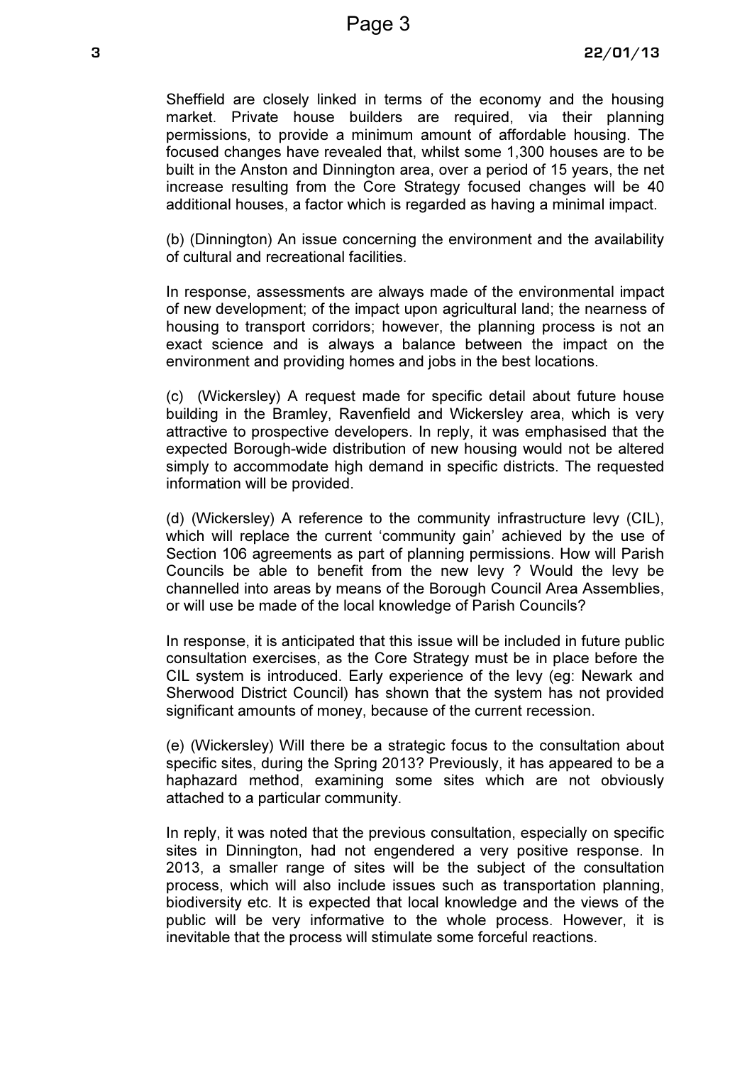Sheffield are closely linked in terms of the economy and the housing market. Private house builders are required, via their planning permissions, to provide a minimum amount of affordable housing. The focused changes have revealed that, whilst some 1,300 houses are to be built in the Anston and Dinnington area, over a period of 15 years, the net increase resulting from the Core Strategy focused changes will be 40 additional houses, a factor which is regarded as having a minimal impact.

(b) (Dinnington) An issue concerning the environment and the availability of cultural and recreational facilities.

In response, assessments are always made of the environmental impact of new development; of the impact upon agricultural land; the nearness of housing to transport corridors; however, the planning process is not an exact science and is always a balance between the impact on the environment and providing homes and jobs in the best locations.

(c) (Wickersley) A request made for specific detail about future house building in the Bramley, Ravenfield and Wickersley area, which is very attractive to prospective developers. In reply, it was emphasised that the expected Borough-wide distribution of new housing would not be altered simply to accommodate high demand in specific districts. The requested information will be provided.

(d) (Wickersley) A reference to the community infrastructure levy (CIL), which will replace the current 'community gain' achieved by the use of Section 106 agreements as part of planning permissions. How will Parish Councils be able to benefit from the new levy ? Would the levy be channelled into areas by means of the Borough Council Area Assemblies, or will use be made of the local knowledge of Parish Councils?

In response, it is anticipated that this issue will be included in future public consultation exercises, as the Core Strategy must be in place before the CIL system is introduced. Early experience of the levy (eg: Newark and Sherwood District Council) has shown that the system has not provided significant amounts of money, because of the current recession.

(e) (Wickersley) Will there be a strategic focus to the consultation about specific sites, during the Spring 2013? Previously, it has appeared to be a haphazard method, examining some sites which are not obviously attached to a particular community.

In reply, it was noted that the previous consultation, especially on specific sites in Dinnington, had not engendered a very positive response. In 2013, a smaller range of sites will be the subject of the consultation process, which will also include issues such as transportation planning, biodiversity etc. It is expected that local knowledge and the views of the public will be very informative to the whole process. However, it is inevitable that the process will stimulate some forceful reactions.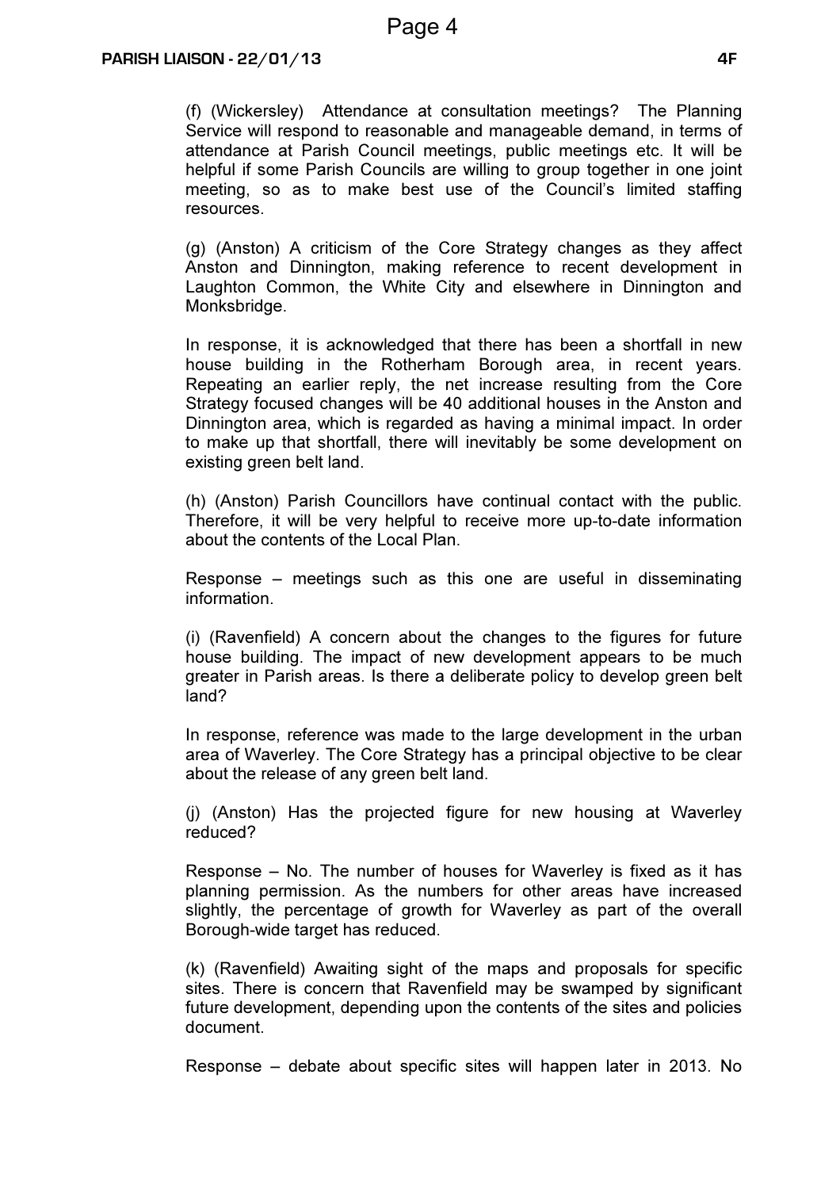(f) (Wickersley) Attendance at consultation meetings? The Planning Service will respond to reasonable and manageable demand, in terms of attendance at Parish Council meetings, public meetings etc. It will be helpful if some Parish Councils are willing to group together in one joint meeting, so as to make best use of the Council's limited staffing resources.

(g) (Anston) A criticism of the Core Strategy changes as they affect Anston and Dinnington, making reference to recent development in Laughton Common, the White City and elsewhere in Dinnington and Monksbridge.

In response, it is acknowledged that there has been a shortfall in new house building in the Rotherham Borough area, in recent years. Repeating an earlier reply, the net increase resulting from the Core Strategy focused changes will be 40 additional houses in the Anston and Dinnington area, which is regarded as having a minimal impact. In order to make up that shortfall, there will inevitably be some development on existing green belt land.

(h) (Anston) Parish Councillors have continual contact with the public. Therefore, it will be very helpful to receive more up-to-date information about the contents of the Local Plan.

Response – meetings such as this one are useful in disseminating information.

(i) (Ravenfield) A concern about the changes to the figures for future house building. The impact of new development appears to be much greater in Parish areas. Is there a deliberate policy to develop green belt land?

In response, reference was made to the large development in the urban area of Waverley. The Core Strategy has a principal objective to be clear about the release of any green belt land.

(j) (Anston) Has the projected figure for new housing at Waverley reduced?

Response – No. The number of houses for Waverley is fixed as it has planning permission. As the numbers for other areas have increased slightly, the percentage of growth for Waverley as part of the overall Borough-wide target has reduced.

(k) (Ravenfield) Awaiting sight of the maps and proposals for specific sites. There is concern that Ravenfield may be swamped by significant future development, depending upon the contents of the sites and policies document.

Response – debate about specific sites will happen later in 2013. No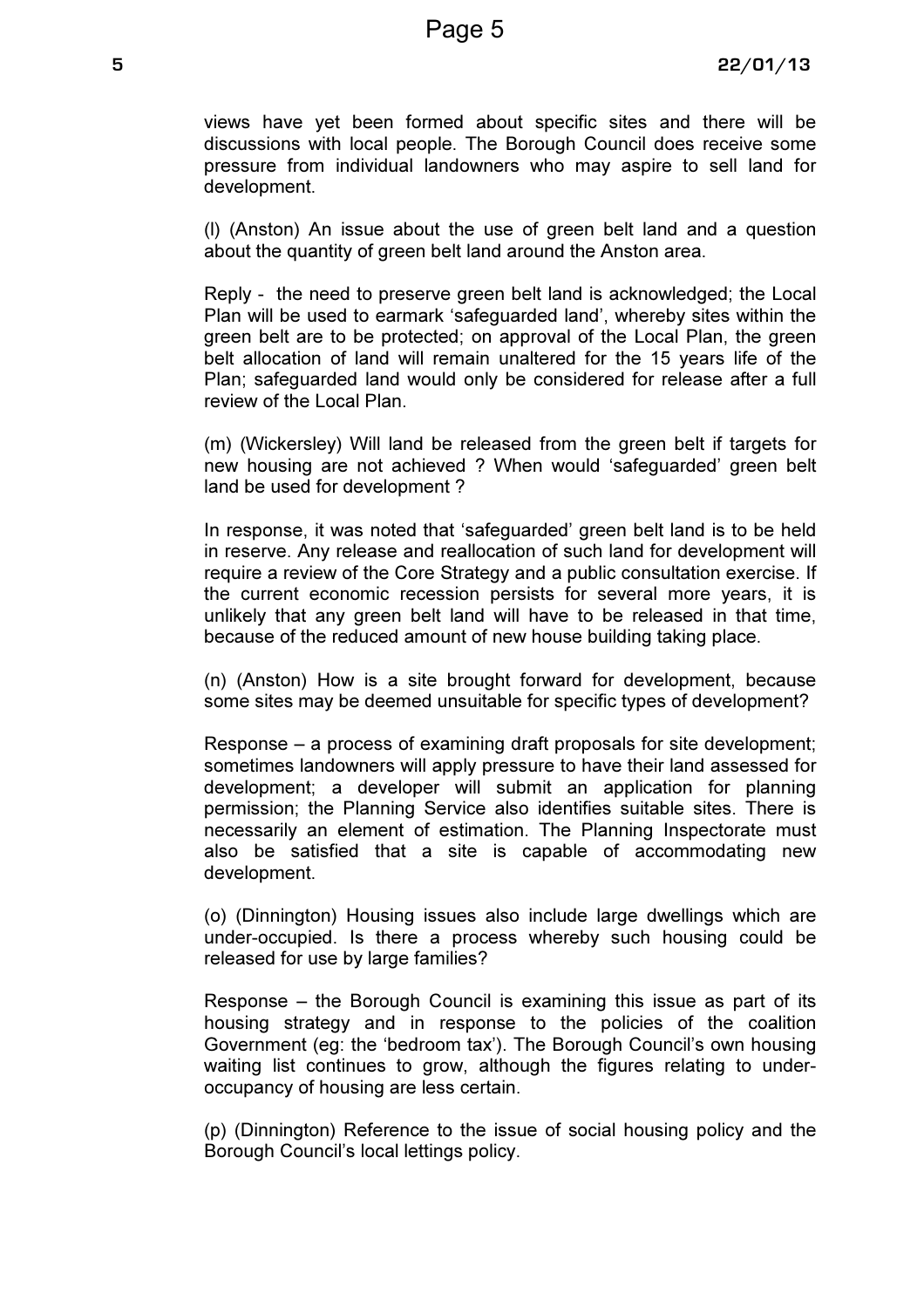views have yet been formed about specific sites and there will be discussions with local people. The Borough Council does receive some pressure from individual landowners who may aspire to sell land for development.

(l) (Anston) An issue about the use of green belt land and a question about the quantity of green belt land around the Anston area.

Reply - the need to preserve green belt land is acknowledged; the Local Plan will be used to earmark 'safeguarded land', whereby sites within the green belt are to be protected; on approval of the Local Plan, the green belt allocation of land will remain unaltered for the 15 years life of the Plan; safeguarded land would only be considered for release after a full review of the Local Plan.

(m) (Wickersley) Will land be released from the green belt if targets for new housing are not achieved ? When would 'safeguarded' green belt land be used for development ?

In response, it was noted that 'safeguarded' green belt land is to be held in reserve. Any release and reallocation of such land for development will require a review of the Core Strategy and a public consultation exercise. If the current economic recession persists for several more years, it is unlikely that any green belt land will have to be released in that time, because of the reduced amount of new house building taking place.

(n) (Anston) How is a site brought forward for development, because some sites may be deemed unsuitable for specific types of development?

Response – a process of examining draft proposals for site development; sometimes landowners will apply pressure to have their land assessed for development; a developer will submit an application for planning permission; the Planning Service also identifies suitable sites. There is necessarily an element of estimation. The Planning Inspectorate must also be satisfied that a site is capable of accommodating new development.

(o) (Dinnington) Housing issues also include large dwellings which are under-occupied. Is there a process whereby such housing could be released for use by large families?

Response – the Borough Council is examining this issue as part of its housing strategy and in response to the policies of the coalition Government (eg: the 'bedroom tax'). The Borough Council's own housing waiting list continues to grow, although the figures relating to under-occupancy of housing are less certain.

(p) (Dinnington) Reference to the issue of social housing policy and the Borough Council's local lettings policy.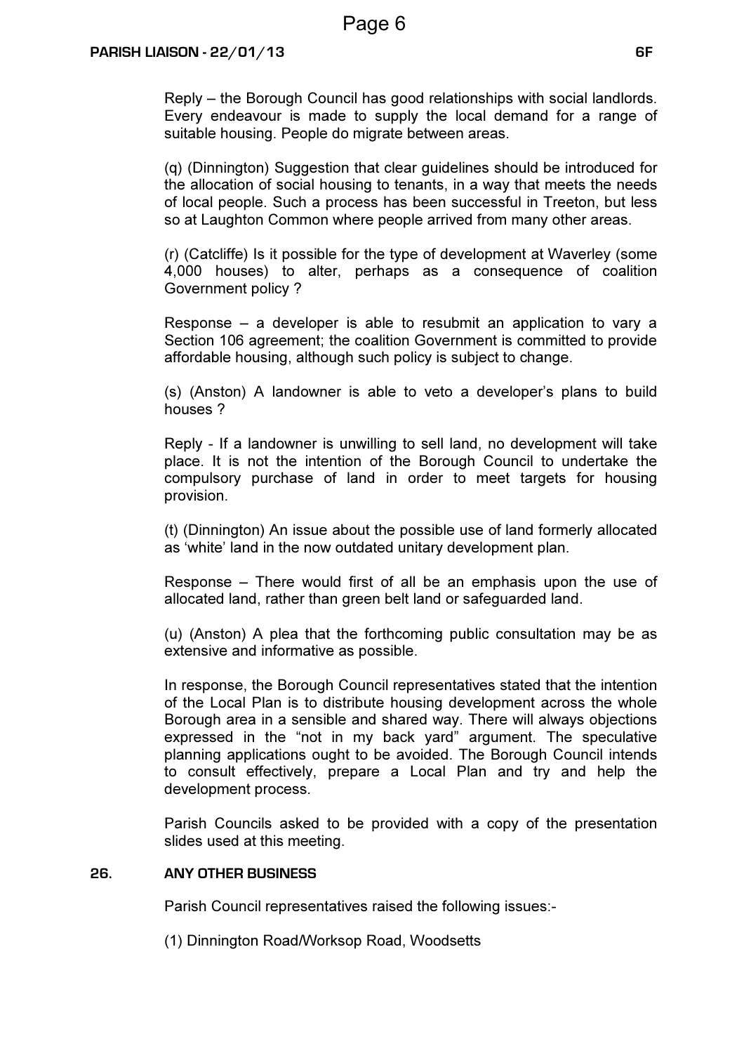Reply – the Borough Council has good relationships with social landlords. Every endeavour is made to supply the local demand for a range of suitable housing. People do migrate between areas.

(q) (Dinnington) Suggestion that clear guidelines should be introduced for the allocation of social housing to tenants, in a way that meets the needs of local people. Such a process has been successful in Treeton, but less so at Laughton Common where people arrived from many other areas.

(r) (Catcliffe) Is it possible for the type of development at Waverley (some 4,000 houses) to alter, perhaps as a consequence of coalition Government policy ?

Response – a developer is able to resubmit an application to vary a Section 106 agreement; the coalition Government is committed to provide affordable housing, although such policy is subject to change.

(s) (Anston) A landowner is able to veto a developer's plans to build houses ?

Reply - If a landowner is unwilling to sell land, no development will take place. It is not the intention of the Borough Council to undertake the compulsory purchase of land in order to meet targets for housing provision.

(t) (Dinnington) An issue about the possible use of land formerly allocated as 'white' land in the now outdated unitary development plan.

Response – There would first of all be an emphasis upon the use of allocated land, rather than green belt land or safeguarded land.

(u) (Anston) A plea that the forthcoming public consultation may be as extensive and informative as possible.

In response, the Borough Council representatives stated that the intention of the Local Plan is to distribute housing development across the whole Borough area in a sensible and shared way. There will always objections expressed in the "not in my back yard" argument. The speculative planning applications ought to be avoided. The Borough Council intends to consult effectively, prepare a Local Plan and try and help the development process.

Parish Councils asked to be provided with a copy of the presentation slides used at this meeting.

## 26. ANY OTHER BUSINESS

Parish Council representatives raised the following issues:-

(1) Dinnington Road/Worksop Road, Woodsetts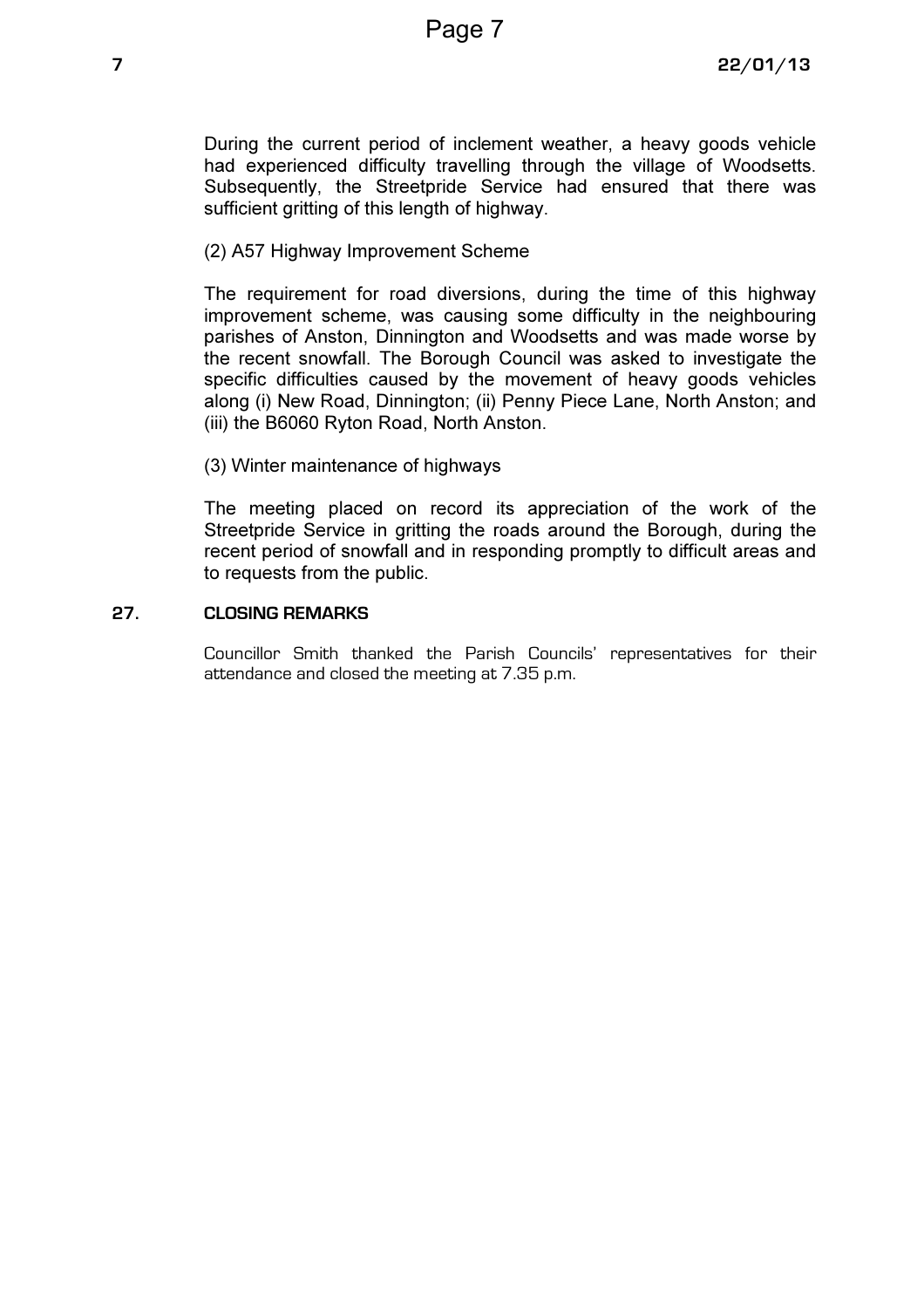During the current period of inclement weather, a heavy goods vehicle had experienced difficulty travelling through the village of Woodsetts. Subsequently, the Streetpride Service had ensured that there was sufficient gritting of this length of highway.

(2) A57 Highway Improvement Scheme

The requirement for road diversions, during the time of this highway improvement scheme, was causing some difficulty in the neighbouring parishes of Anston, Dinnington and Woodsetts and was made worse by the recent snowfall. The Borough Council was asked to investigate the specific difficulties caused by the movement of heavy goods vehicles along (i) New Road, Dinnington; (ii) Penny Piece Lane, North Anston; and (iii) the B6060 Ryton Road, North Anston.

(3) Winter maintenance of highways

The meeting placed on record its appreciation of the work of the Streetpride Service in gritting the roads around the Borough, during the recent period of snowfall and in responding promptly to difficult areas and to requests from the public.

## 27. CLOSING REMARKS

Councillor Smith thanked the Parish Councils' representatives for their attendance and closed the meeting at 7.35 p.m.